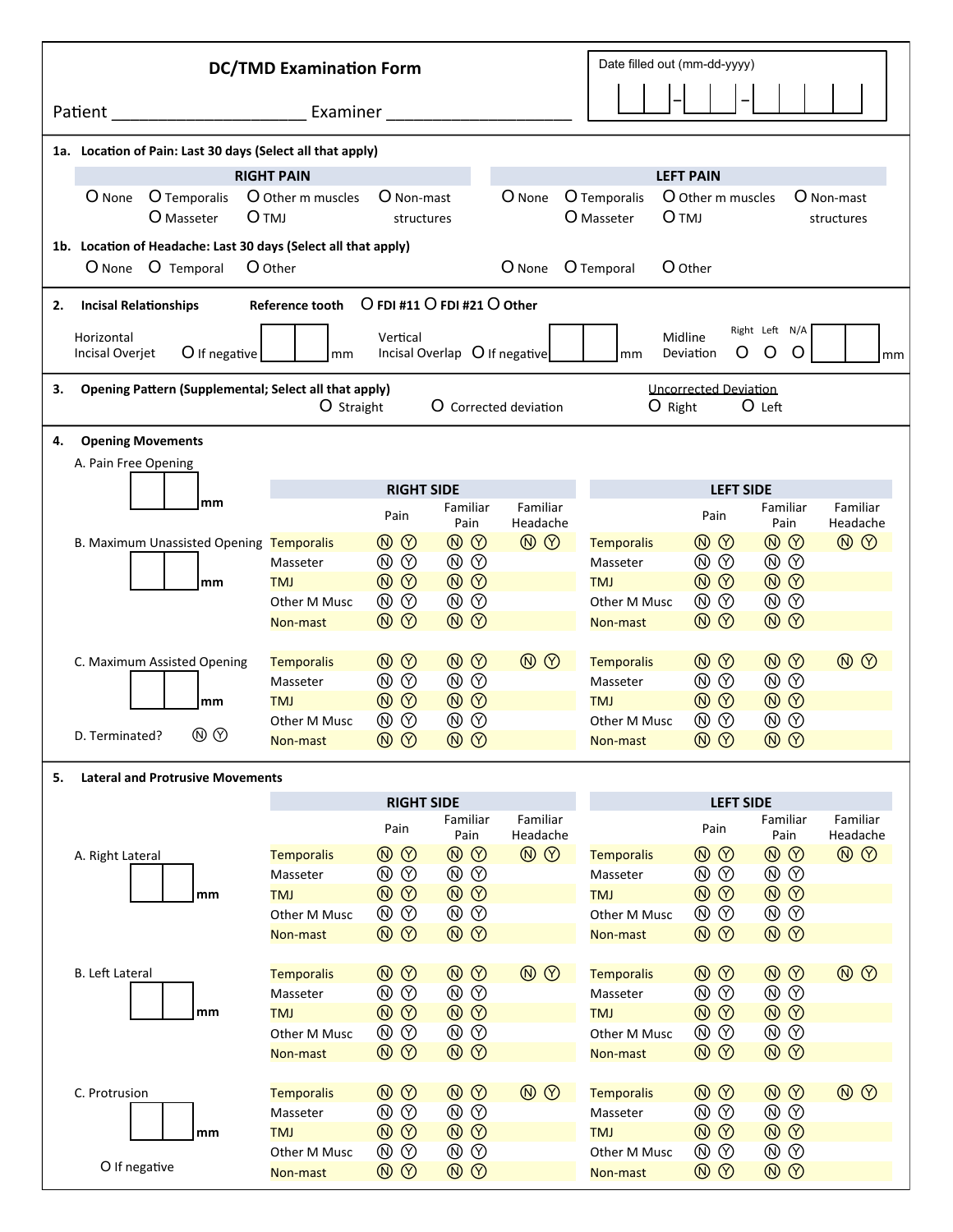# DC/TMD Examination Form

Patient ____________________ Examiner ____________________

Date filled out (mm-dd-yyyy) __ __ - __ __ - __ __ __ __

---

**1a. Location of Pain: Last 30 days (Select all that apply)**

| RIGHT PAIN | LEFT PAIN |
|---|---|
| O None O Temporalis O Other m muscles O Non-mast structures O Masseter O TMJ | O None O Temporalis O Other m muscles O Non-mast structures O Masseter O TMJ |

**1b. Location of Headache: Last 30 days (Select all that apply)**

| RIGHT | LEFT |
|---|---|
| O None O Temporal O Other | O None O Temporal O Other |

---

**2. Incisal Relationships** Reference tooth O FDI #11 O FDI #21 O Other

Horizontal Incisal Overjet O If negative __ __ mm

Vertical Incisal Overlap O If negative __ __ mm

Midline Deviation Right O Left O N/A O __ __ mm

---

**3. Opening Pattern (Supplemental; Select all that apply)**

O Straight O Corrected deviation

Uncorrected Deviation: O Right O Left

---

**4. Opening Movements**

A. Pain Free Opening __ __ mm

B. Maximum Unassisted Opening __ __ mm

| | RIGHT SIDE Pain | Familiar Pain | Familiar Headache | | LEFT SIDE Pain | Familiar Pain | Familiar Headache |
|---|---|---|---|---|---|---|---|
| Temporalis | Ⓝ Ⓨ | Ⓝ Ⓨ | Ⓝ Ⓨ | Temporalis | Ⓝ Ⓨ | Ⓝ Ⓨ | Ⓝ Ⓨ |
| Masseter | Ⓝ Ⓨ | Ⓝ Ⓨ | | Masseter | Ⓝ Ⓨ | Ⓝ Ⓨ | |
| TMJ | Ⓝ Ⓨ | Ⓝ Ⓨ | | TMJ | Ⓝ Ⓨ | Ⓝ Ⓨ | |
| Other M Musc | Ⓝ Ⓨ | Ⓝ Ⓨ | | Other M Musc | Ⓝ Ⓨ | Ⓝ Ⓨ | |
| Non-mast | Ⓝ Ⓨ | Ⓝ Ⓨ | | Non-mast | Ⓝ Ⓨ | Ⓝ Ⓨ | |

C. Maximum Assisted Opening __ __ mm

D. Terminated? Ⓝ Ⓨ

| | RIGHT SIDE Pain | Familiar Pain | Familiar Headache | | LEFT SIDE Pain | Familiar Pain | Familiar Headache |
|---|---|---|---|---|---|---|---|
| Temporalis | Ⓝ Ⓨ | Ⓝ Ⓨ | Ⓝ Ⓨ | Temporalis | Ⓝ Ⓨ | Ⓝ Ⓨ | Ⓝ Ⓨ |
| Masseter | Ⓝ Ⓨ | Ⓝ Ⓨ | | Masseter | Ⓝ Ⓨ | Ⓝ Ⓨ | |
| TMJ | Ⓝ Ⓨ | Ⓝ Ⓨ | | TMJ | Ⓝ Ⓨ | Ⓝ Ⓨ | |
| Other M Musc | Ⓝ Ⓨ | Ⓝ Ⓨ | | Other M Musc | Ⓝ Ⓨ | Ⓝ Ⓨ | |
| Non-mast | Ⓝ Ⓨ | Ⓝ Ⓨ | | Non-mast | Ⓝ Ⓨ | Ⓝ Ⓨ | |

---

**5. Lateral and Protrusive Movements**

A. Right Lateral __ __ mm

| | RIGHT SIDE Pain | Familiar Pain | Familiar Headache | | LEFT SIDE Pain | Familiar Pain | Familiar Headache |
|---|---|---|---|---|---|---|---|
| Temporalis | Ⓝ Ⓨ | Ⓝ Ⓨ | Ⓝ Ⓨ | Temporalis | Ⓝ Ⓨ | Ⓝ Ⓨ | Ⓝ Ⓨ |
| Masseter | Ⓝ Ⓨ | Ⓝ Ⓨ | | Masseter | Ⓝ Ⓨ | Ⓝ Ⓨ | |
| TMJ | Ⓝ Ⓨ | Ⓝ Ⓨ | | TMJ | Ⓝ Ⓨ | Ⓝ Ⓨ | |
| Other M Musc | Ⓝ Ⓨ | Ⓝ Ⓨ | | Other M Musc | Ⓝ Ⓨ | Ⓝ Ⓨ | |
| Non-mast | Ⓝ Ⓨ | Ⓝ Ⓨ | | Non-mast | Ⓝ Ⓨ | Ⓝ Ⓨ | |

B. Left Lateral __ __ mm

| | RIGHT SIDE Pain | Familiar Pain | Familiar Headache | | LEFT SIDE Pain | Familiar Pain | Familiar Headache |
|---|---|---|---|---|---|---|---|
| Temporalis | Ⓝ Ⓨ | Ⓝ Ⓨ | Ⓝ Ⓨ | Temporalis | Ⓝ Ⓨ | Ⓝ Ⓨ | Ⓝ Ⓨ |
| Masseter | Ⓝ Ⓨ | Ⓝ Ⓨ | | Masseter | Ⓝ Ⓨ | Ⓝ Ⓨ | |
| TMJ | Ⓝ Ⓨ | Ⓝ Ⓨ | | TMJ | Ⓝ Ⓨ | Ⓝ Ⓨ | |
| Other M Musc | Ⓝ Ⓨ | Ⓝ Ⓨ | | Other M Musc | Ⓝ Ⓨ | Ⓝ Ⓨ | |
| Non-mast | Ⓝ Ⓨ | Ⓝ Ⓨ | | Non-mast | Ⓝ Ⓨ | Ⓝ Ⓨ | |

C. Protrusion __ __ mm

O If negative

| | RIGHT SIDE Pain | Familiar Pain | Familiar Headache | | LEFT SIDE Pain | Familiar Pain | Familiar Headache |
|---|---|---|---|---|---|---|---|
| Temporalis | Ⓝ Ⓨ | Ⓝ Ⓨ | Ⓝ Ⓨ | Temporalis | Ⓝ Ⓨ | Ⓝ Ⓨ | Ⓝ Ⓨ |
| Masseter | Ⓝ Ⓨ | Ⓝ Ⓨ | | Masseter | Ⓝ Ⓨ | Ⓝ Ⓨ | |
| TMJ | Ⓝ Ⓨ | Ⓝ Ⓨ | | TMJ | Ⓝ Ⓨ | Ⓝ Ⓨ | |
| Other M Musc | Ⓝ Ⓨ | Ⓝ Ⓨ | | Other M Musc | Ⓝ Ⓨ | Ⓝ Ⓨ | |
| Non-mast | Ⓝ Ⓨ | Ⓝ Ⓨ | | Non-mast | Ⓝ Ⓨ | Ⓝ Ⓨ | |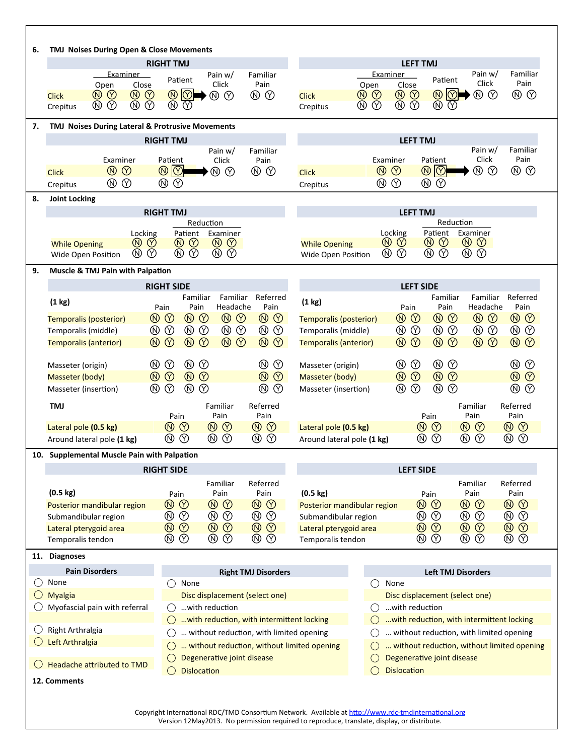**6. TMJ Noises During Open & Close Movements**

| RIGHT TMJ | Examiner Open | Examiner Close | Patient | Pain w/ Click | Familiar Pain |
|---|---|---|---|---|---|
| Click | Ⓝ Ⓨ | Ⓝ Ⓨ | Ⓝ Ⓨ → | Ⓝ Ⓨ | Ⓝ Ⓨ |
| Crepitus | Ⓝ Ⓨ | Ⓝ Ⓨ | Ⓝ Ⓨ | | |

| LEFT TMJ | Examiner Open | Examiner Close | Patient | Pain w/ Click | Familiar Pain |
|---|---|---|---|---|---|
| Click | Ⓝ Ⓨ | Ⓝ Ⓨ | Ⓝ Ⓨ → | Ⓝ Ⓨ | Ⓝ Ⓨ |
| Crepitus | Ⓝ Ⓨ | Ⓝ Ⓨ | Ⓝ Ⓨ | | |

**7. TMJ Noises During Lateral & Protrusive Movements**

| RIGHT TMJ | Examiner | Patient | Pain w/ Click | Familiar Pain |
|---|---|---|---|---|
| Click | Ⓝ Ⓨ | Ⓝ Ⓨ → | Ⓝ Ⓨ | Ⓝ Ⓨ |
| Crepitus | Ⓝ Ⓨ | Ⓝ Ⓨ | | |

| LEFT TMJ | Examiner | Patient | Pain w/ Click | Familiar Pain |
|---|---|---|---|---|
| Click | Ⓝ Ⓨ | Ⓝ Ⓨ → | Ⓝ Ⓨ | Ⓝ Ⓨ |
| Crepitus | Ⓝ Ⓨ | Ⓝ Ⓨ | | |

**8. Joint Locking**

| RIGHT TMJ | Locking | Reduction: Patient | Reduction: Examiner |
|---|---|---|---|
| While Opening | Ⓝ Ⓨ | Ⓝ Ⓨ | Ⓝ Ⓨ |
| Wide Open Position | Ⓝ Ⓨ | Ⓝ Ⓨ | Ⓝ Ⓨ |

| LEFT TMJ | Locking | Reduction: Patient | Reduction: Examiner |
|---|---|---|---|
| While Opening | Ⓝ Ⓨ | Ⓝ Ⓨ | Ⓝ Ⓨ |
| Wide Open Position | Ⓝ Ⓨ | Ⓝ Ⓨ | Ⓝ Ⓨ |

**9. Muscle & TMJ Pain with Palpation**

| RIGHT SIDE (1 kg) | Pain | Familiar Pain | Familiar Headache | Referred Pain |
|---|---|---|---|---|
| Temporalis (posterior) | Ⓝ Ⓨ | Ⓝ Ⓨ | Ⓝ Ⓨ | Ⓝ Ⓨ |
| Temporalis (middle) | Ⓝ Ⓨ | Ⓝ Ⓨ | Ⓝ Ⓨ | Ⓝ Ⓨ |
| Temporalis (anterior) | Ⓝ Ⓨ | Ⓝ Ⓨ | Ⓝ Ⓨ | Ⓝ Ⓨ |
| Masseter (origin) | Ⓝ Ⓨ | Ⓝ Ⓨ | | Ⓝ Ⓨ |
| Masseter (body) | Ⓝ Ⓨ | Ⓝ Ⓨ | | Ⓝ Ⓨ |
| Masseter (insertion) | Ⓝ Ⓨ | Ⓝ Ⓨ | | Ⓝ Ⓨ |

| LEFT SIDE (1 kg) | Pain | Familiar Pain | Familiar Headache | Referred Pain |
|---|---|---|---|---|
| Temporalis (posterior) | Ⓝ Ⓨ | Ⓝ Ⓨ | Ⓝ Ⓨ | Ⓝ Ⓨ |
| Temporalis (middle) | Ⓝ Ⓨ | Ⓝ Ⓨ | Ⓝ Ⓨ | Ⓝ Ⓨ |
| Temporalis (anterior) | Ⓝ Ⓨ | Ⓝ Ⓨ | Ⓝ Ⓨ | Ⓝ Ⓨ |
| Masseter (origin) | Ⓝ Ⓨ | Ⓝ Ⓨ | | Ⓝ Ⓨ |
| Masseter (body) | Ⓝ Ⓨ | Ⓝ Ⓨ | | Ⓝ Ⓨ |
| Masseter (insertion) | Ⓝ Ⓨ | Ⓝ Ⓨ | | Ⓝ Ⓨ |

| RIGHT SIDE TMJ | Pain | Familiar Pain | Referred Pain |
|---|---|---|---|
| Lateral pole **(0.5 kg)** | Ⓝ Ⓨ | Ⓝ Ⓨ | Ⓝ Ⓨ |
| Around lateral pole **(1 kg)** | Ⓝ Ⓨ | Ⓝ Ⓨ | Ⓝ Ⓨ |

| LEFT SIDE TMJ | Pain | Familiar Pain | Referred Pain |
|---|---|---|---|
| Lateral pole **(0.5 kg)** | Ⓝ Ⓨ | Ⓝ Ⓨ | Ⓝ Ⓨ |
| Around lateral pole **(1 kg)** | Ⓝ Ⓨ | Ⓝ Ⓨ | Ⓝ Ⓨ |

**10. Supplemental Muscle Pain with Palpation**

| RIGHT SIDE (0.5 kg) | Pain | Familiar Pain | Referred Pain |
|---|---|---|---|
| Posterior mandibular region | Ⓝ Ⓨ | Ⓝ Ⓨ | Ⓝ Ⓨ |
| Submandibular region | Ⓝ Ⓨ | Ⓝ Ⓨ | Ⓝ Ⓨ |
| Lateral pterygoid area | Ⓝ Ⓨ | Ⓝ Ⓨ | Ⓝ Ⓨ |
| Temporalis tendon | Ⓝ Ⓨ | Ⓝ Ⓨ | Ⓝ Ⓨ |

| LEFT SIDE (0.5 kg) | Pain | Familiar Pain | Referred Pain |
|---|---|---|---|
| Posterior mandibular region | Ⓝ Ⓨ | Ⓝ Ⓨ | Ⓝ Ⓨ |
| Submandibular region | Ⓝ Ⓨ | Ⓝ Ⓨ | Ⓝ Ⓨ |
| Lateral pterygoid area | Ⓝ Ⓨ | Ⓝ Ⓨ | Ⓝ Ⓨ |
| Temporalis tendon | Ⓝ Ⓨ | Ⓝ Ⓨ | Ⓝ Ⓨ |

**11. Diagnoses**

**Pain Disorders**

- ○ None
- ○ Myalgia
- ○ Myofascial pain with referral
- ○ Right Arthralgia
- ○ Left Arthralgia
- ○ Headache attributed to TMD

**Right TMJ Disorders**

- ○ None
- Disc displacement (select one)
  - ○ ...with reduction
  - ○ ...with reduction, with intermittent locking
  - ○ ... without reduction, with limited opening
  - ○ ... without reduction, without limited opening
- ○ Degenerative joint disease
- ○ Dislocation

**Left TMJ Disorders**

- ○ None
- Disc displacement (select one)
  - ○ ...with reduction
  - ○ ...with reduction, with intermittent locking
  - ○ ... without reduction, with limited opening
  - ○ ... without reduction, without limited opening
- ○ Degenerative joint disease
- ○ Dislocation

**12. Comments**

Copyright International RDC/TMD Consortium Network. Available at http://www.rdc-tmdinternational.org
Version 12May2013. No permission required to reproduce, translate, display, or distribute.